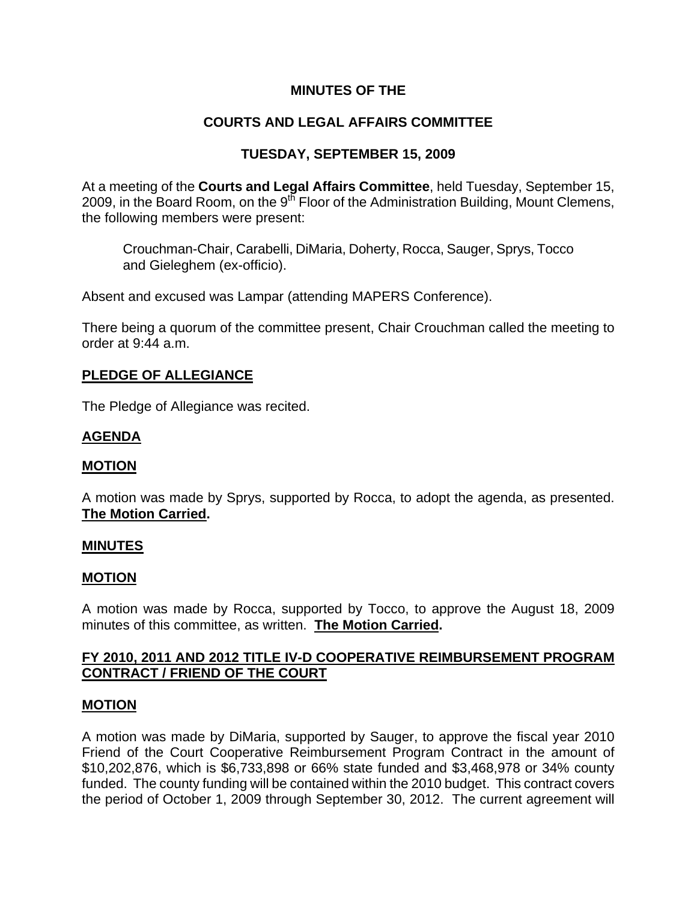# MINUTES OF THE

# COURTS AND LEGAL AFFAIRS COMMITTEE

## TUESDAY, SEPTEMBER 15, 2009

At a meeting of the **Courts and Legal Affairs Committee**, held Tuesday, September 15, 2009, in the Board Room, on the 9th Floor of the Administration Building, Mount Clemens, the following members were present:

> Crouchman-Chair, Carabelli, DiMaria, Doherty, Rocca, Sauger, Sprys, Tocco and Gieleghem (ex-officio).

Absent and excused was Lampar (attending MAPERS Conference).

There being a quorum of the committee present, Chair Crouchman called the meeting to order at 9:44 a.m.

**PLEDGE OF ALLEGIANCE**

The Pledge of Allegiance was recited.

**AGENDA**

**MOTION**

A motion was made by Sprys, supported by Rocca, to adopt the agenda, as presented. **The Motion Carried.**

**MINUTES**

**MOTION**

A motion was made by Rocca, supported by Tocco, to approve the August 18, 2009 minutes of this committee, as written. **The Motion Carried.**

**FY 2010, 2011 AND 2012 TITLE IV-D COOPERATIVE REIMBURSEMENT PROGRAM CONTRACT / FRIEND OF THE COURT**

**MOTION**

A motion was made by DiMaria, supported by Sauger, to approve the fiscal year 2010 Friend of the Court Cooperative Reimbursement Program Contract in the amount of $10,202,876, which is $6,733,898 or 66% state funded and $3,468,978 or 34% county funded. The county funding will be contained within the 2010 budget. This contract covers the period of October 1, 2009 through September 30, 2012. The current agreement will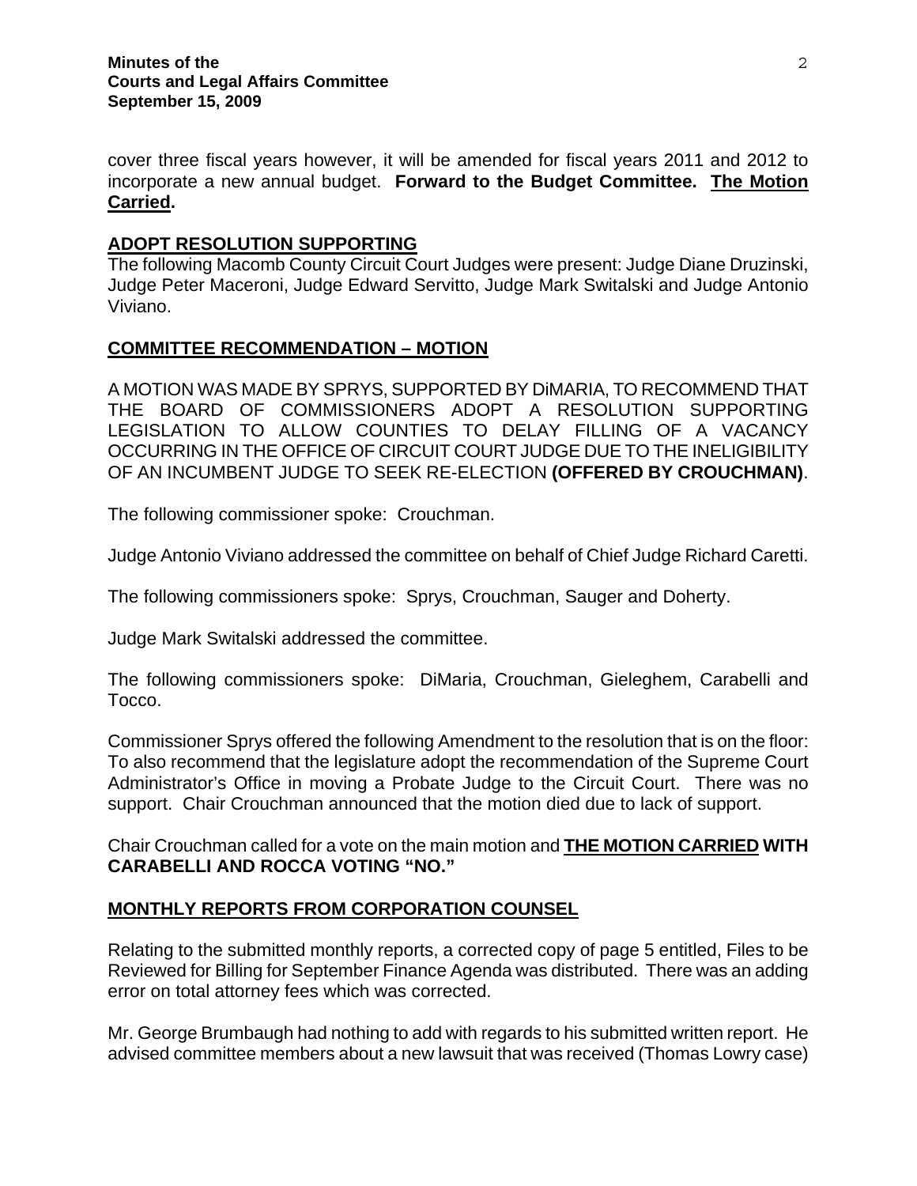cover three fiscal years however, it will be amended for fiscal years 2011 and 2012 to incorporate a new annual budget. **Forward to the Budget Committee. The Motion Carried.**

## ADOPT RESOLUTION SUPPORTING

The following Macomb County Circuit Court Judges were present: Judge Diane Druzinski, Judge Peter Maceroni, Judge Edward Servitto, Judge Mark Switalski and Judge Antonio Viviano.

## COMMITTEE RECOMMENDATION – MOTION

A MOTION WAS MADE BY SPRYS, SUPPORTED BY DiMARIA, TO RECOMMEND THAT THE BOARD OF COMMISSIONERS ADOPT A RESOLUTION SUPPORTING LEGISLATION TO ALLOW COUNTIES TO DELAY FILLING OF A VACANCY OCCURRING IN THE OFFICE OF CIRCUIT COURT JUDGE DUE TO THE INELIGIBILITY OF AN INCUMBENT JUDGE TO SEEK RE-ELECTION **(OFFERED BY CROUCHMAN)**.

The following commissioner spoke: Crouchman.

Judge Antonio Viviano addressed the committee on behalf of Chief Judge Richard Caretti.

The following commissioners spoke: Sprys, Crouchman, Sauger and Doherty.

Judge Mark Switalski addressed the committee.

The following commissioners spoke: DiMaria, Crouchman, Gieleghem, Carabelli and Tocco.

Commissioner Sprys offered the following Amendment to the resolution that is on the floor: To also recommend that the legislature adopt the recommendation of the Supreme Court Administrator's Office in moving a Probate Judge to the Circuit Court. There was no support. Chair Crouchman announced that the motion died due to lack of support.

Chair Crouchman called for a vote on the main motion and **THE MOTION CARRIED WITH CARABELLI AND ROCCA VOTING "NO."**

## MONTHLY REPORTS FROM CORPORATION COUNSEL

Relating to the submitted monthly reports, a corrected copy of page 5 entitled, Files to be Reviewed for Billing for September Finance Agenda was distributed. There was an adding error on total attorney fees which was corrected.

Mr. George Brumbaugh had nothing to add with regards to his submitted written report. He advised committee members about a new lawsuit that was received (Thomas Lowry case)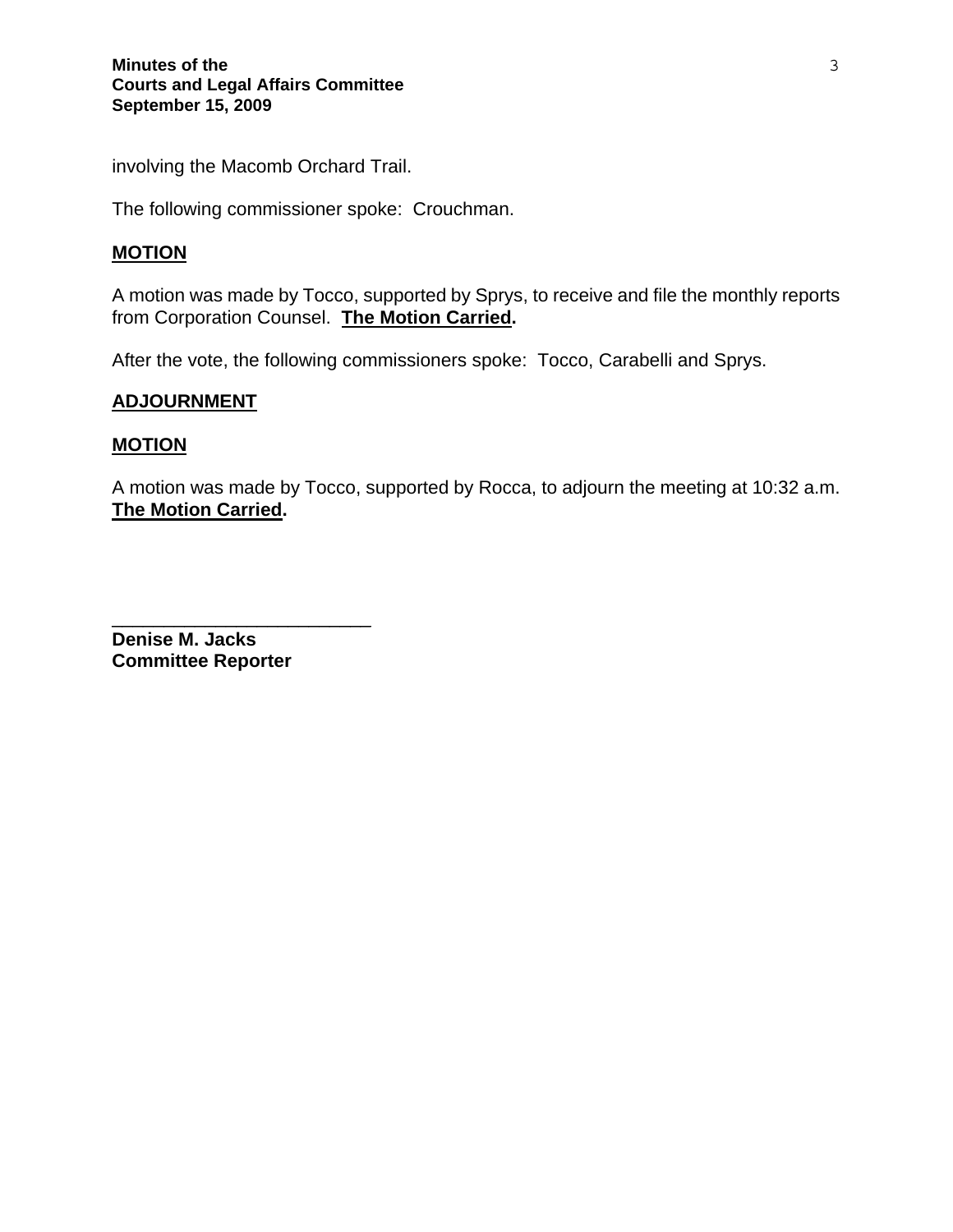involving the Macomb Orchard Trail.

The following commissioner spoke: Crouchman.

**MOTION**

A motion was made by Tocco, supported by Sprys, to receive and file the monthly reports from Corporation Counsel. **The Motion Carried.**

After the vote, the following commissioners spoke: Tocco, Carabelli and Sprys.

**ADJOURNMENT**

**MOTION**

A motion was made by Tocco, supported by Rocca, to adjourn the meeting at 10:32 a.m. **The Motion Carried.**

\_\_\_\_\_\_\_\_\_\_\_\_\_\_\_\_\_\_\_\_\_\_\_\_\_

**Denise M. Jacks**
**Committee Reporter**